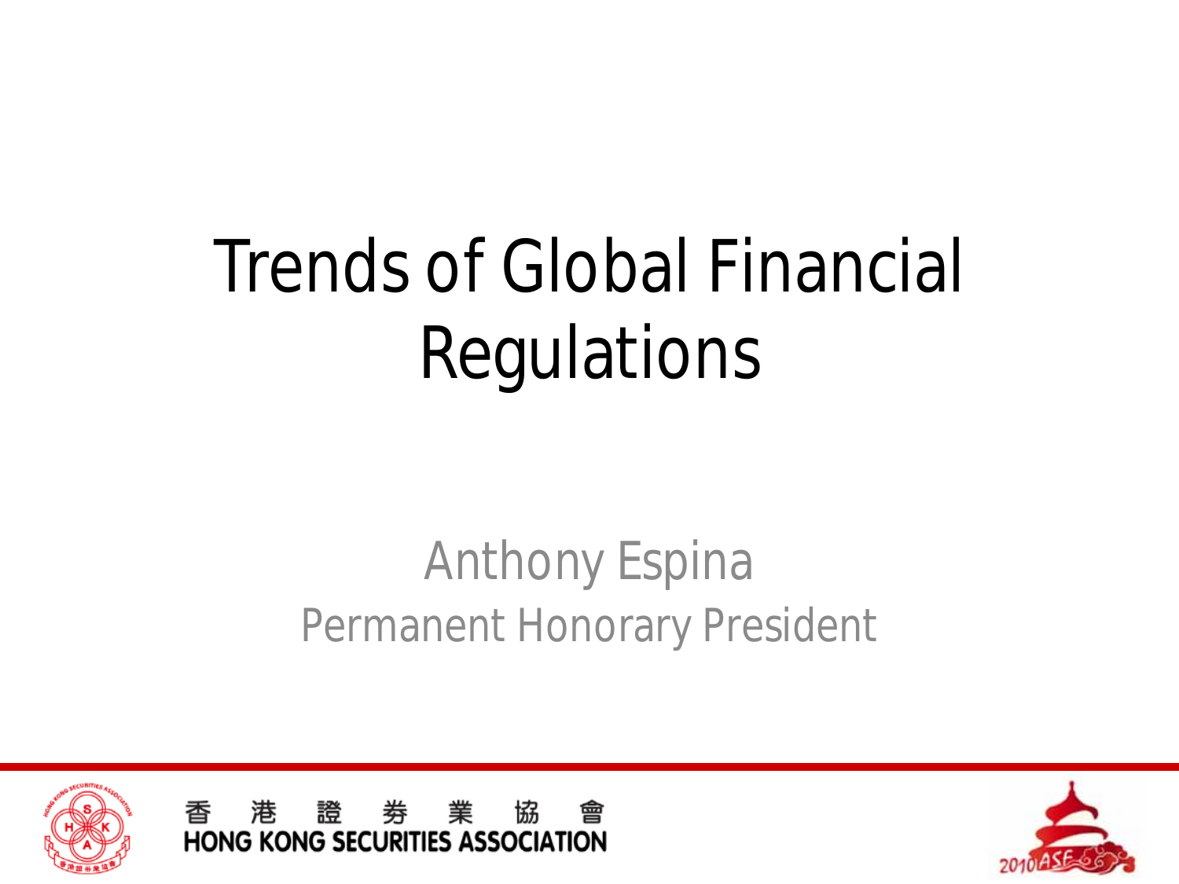# Trends of Global Financial Regulations

Anthony Espina
Permanent Honorary President

香 港 證 券 業 協 會
HONG KONG SECURITIES ASSOCIATION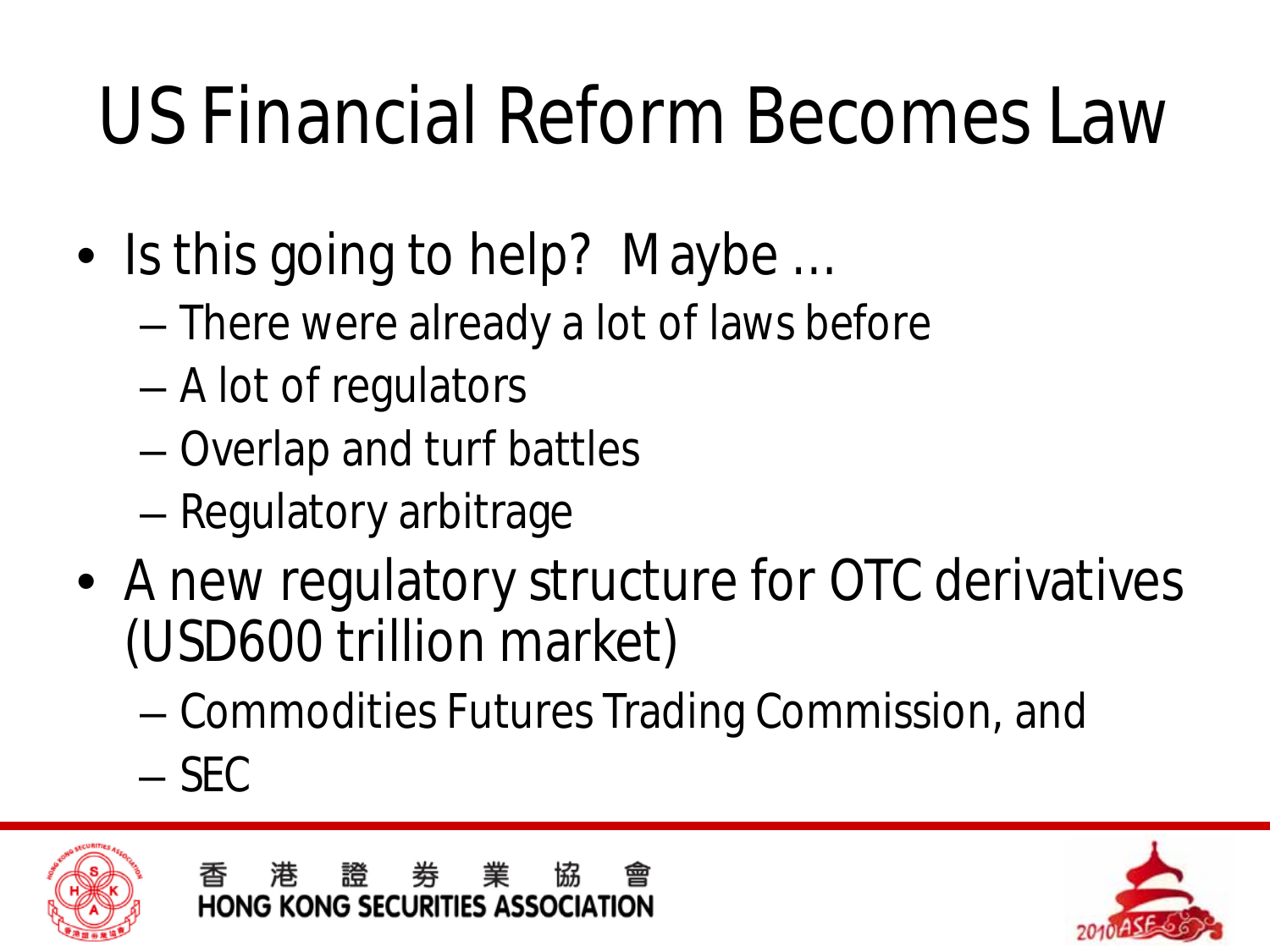# US Financial Reform Becomes Law

- Is this going to help? Maybe …
  - There were already a lot of laws before
  - A lot of regulators
  - Overlap and turf battles
  - Regulatory arbitrage
- A new regulatory structure for OTC derivatives (USD600 trillion market)
  - Commodities Futures Trading Commission, and
  - SEC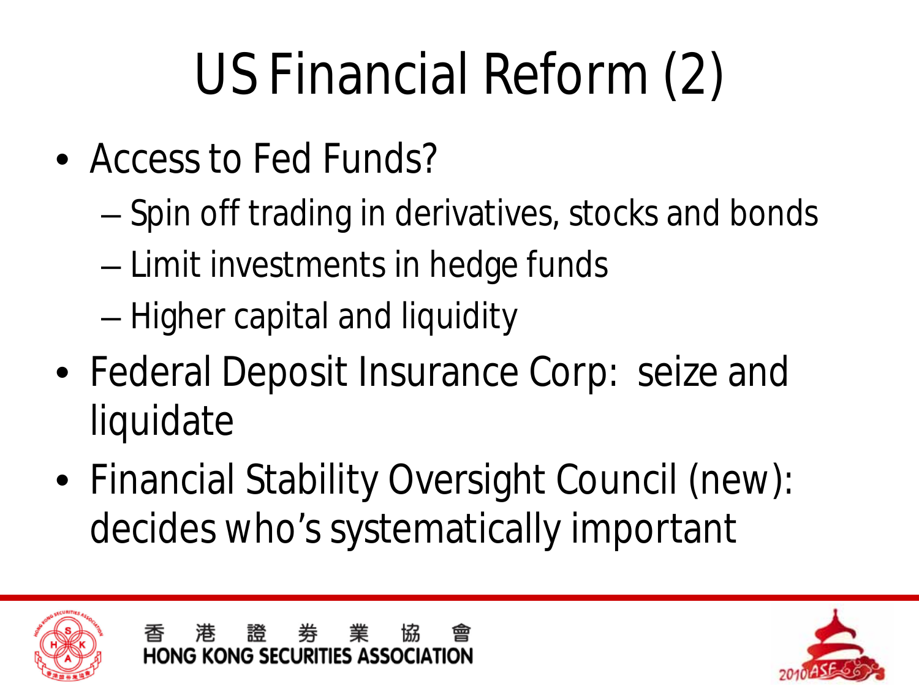# US Financial Reform (2)

- Access to Fed Funds?
  - Spin off trading in derivatives, stocks and bonds
  - Limit investments in hedge funds
  - Higher capital and liquidity
- Federal Deposit Insurance Corp: seize and liquidate
- Financial Stability Oversight Council (new): decides who's systematically important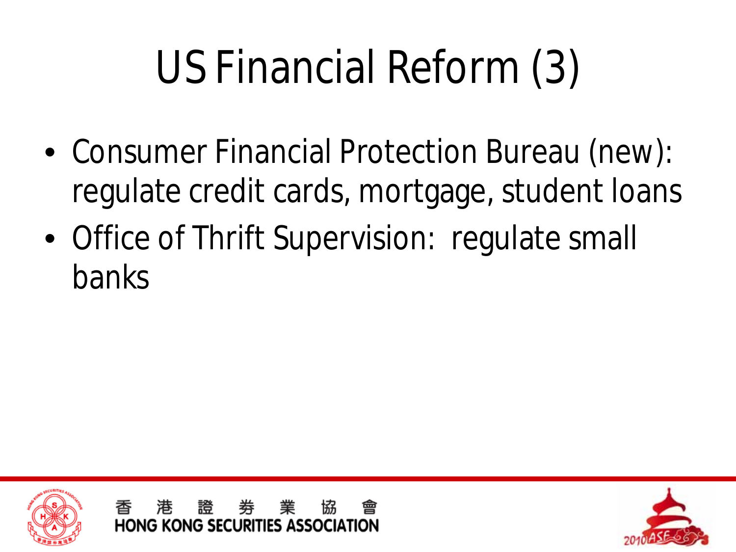# US Financial Reform (3)

- Consumer Financial Protection Bureau (new): regulate credit cards, mortgage, student loans
- Office of Thrift Supervision: regulate small banks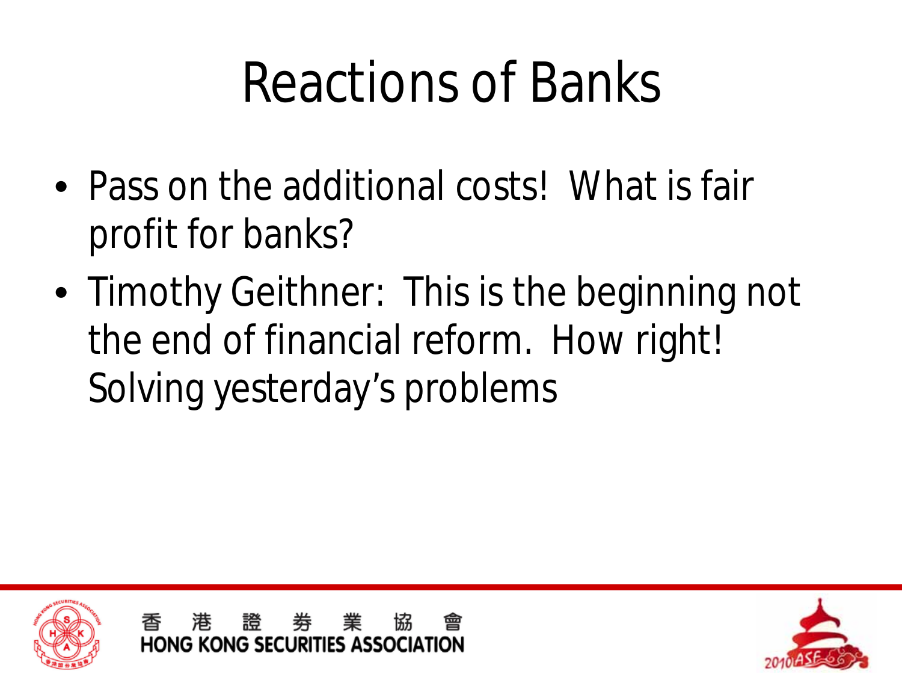# Reactions of Banks

- Pass on the additional costs! What is fair profit for banks?
- Timothy Geithner: This is the beginning not the end of financial reform. How right! Solving yesterday's problems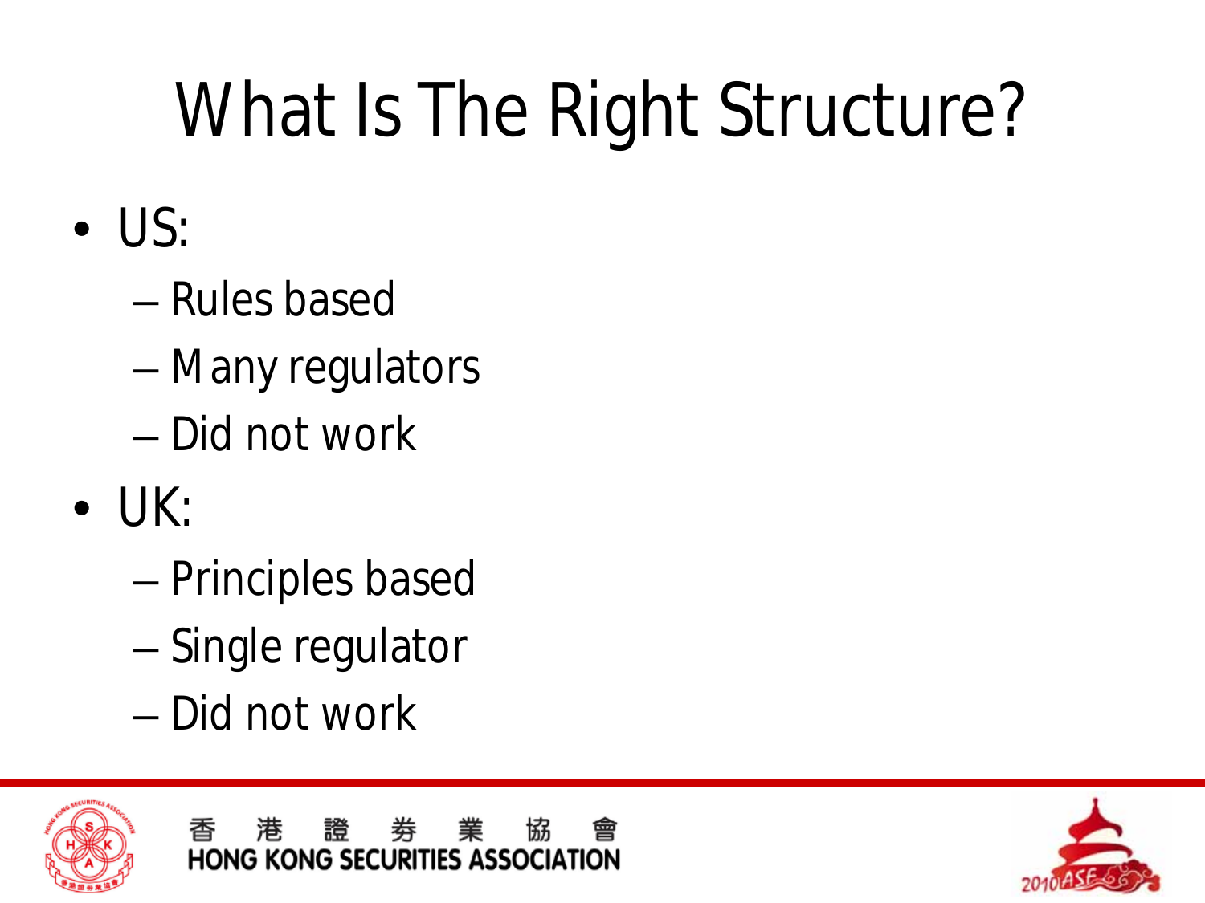# What Is The Right Structure?

- US:
  - Rules based
  - Many regulators
  - Did not work
- UK:
  - Principles based
  - Single regulator
  - Did not work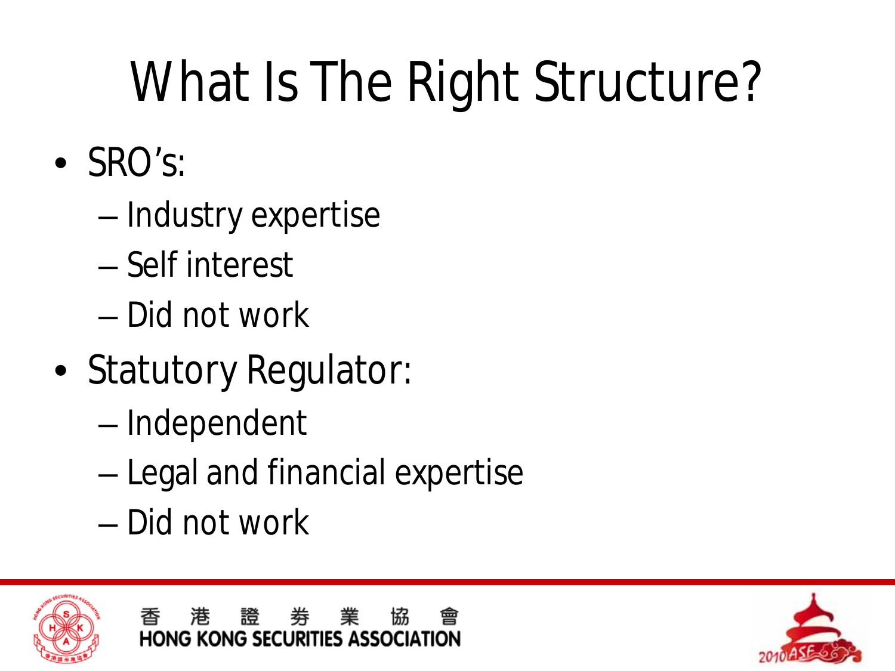# What Is The Right Structure?

- SRO's:
  - Industry expertise
  - Self interest
  - Did not work
- Statutory Regulator:
  - Independent
  - Legal and financial expertise
  - Did not work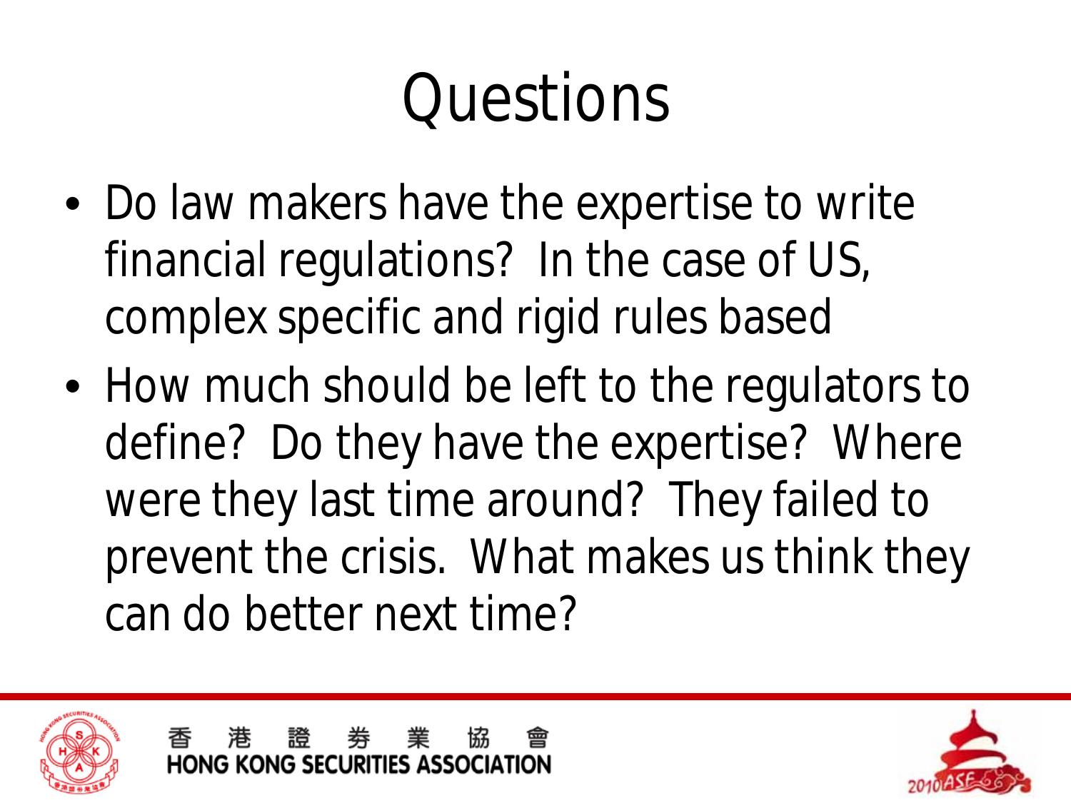# Questions

- Do law makers have the expertise to write financial regulations? In the case of US, complex specific and rigid rules based
- How much should be left to the regulators to define? Do they have the expertise? Where were they last time around? They failed to prevent the crisis. What makes us think they can do better next time?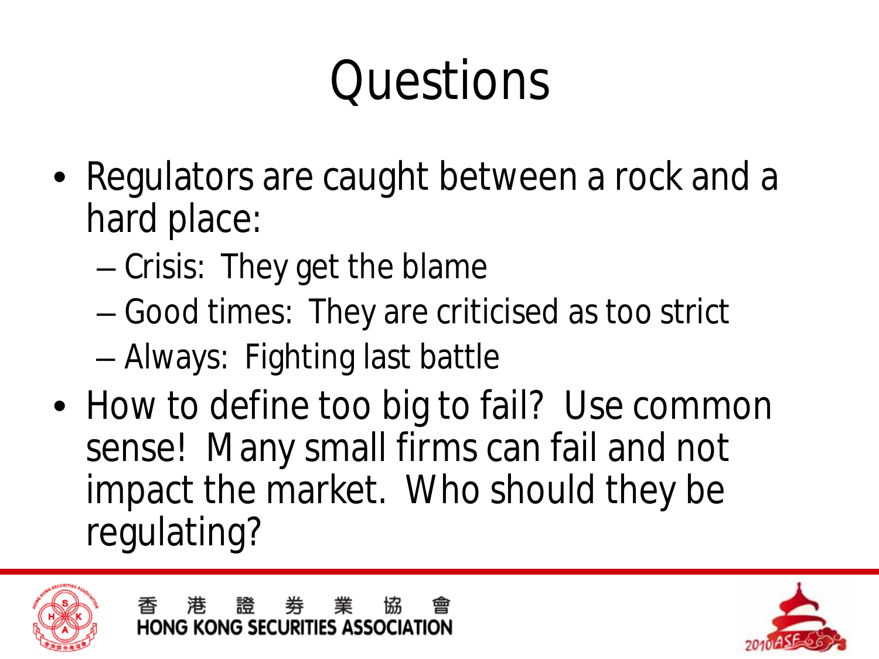# Questions

- Regulators are caught between a rock and a hard place:
  - Crisis: They get the blame
  - Good times: They are criticised as too strict
  - Always: Fighting last battle
- How to define too big to fail? Use common sense! Many small firms can fail and not impact the market. Who should they be regulating?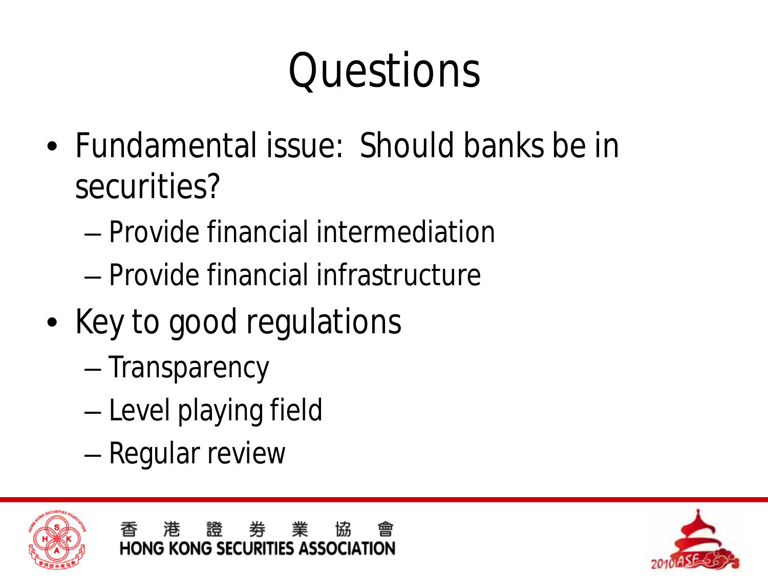# Questions

- Fundamental issue: Should banks be in securities?
  - Provide financial intermediation
  - Provide financial infrastructure
- Key to good regulations
  - Transparency
  - Level playing field
  - Regular review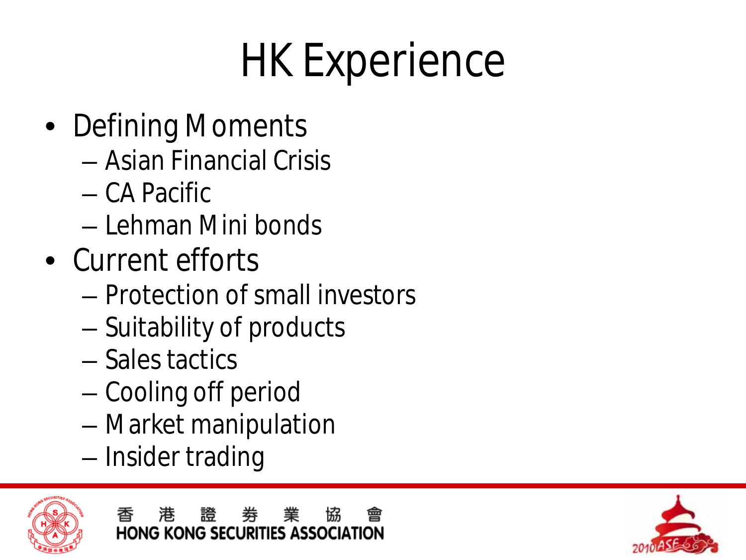# HK Experience

- Defining Moments
  - Asian Financial Crisis
  - CA Pacific
  - Lehman Mini bonds
- Current efforts
  - Protection of small investors
  - Suitability of products
  - Sales tactics
  - Cooling off period
  - Market manipulation
  - Insider trading